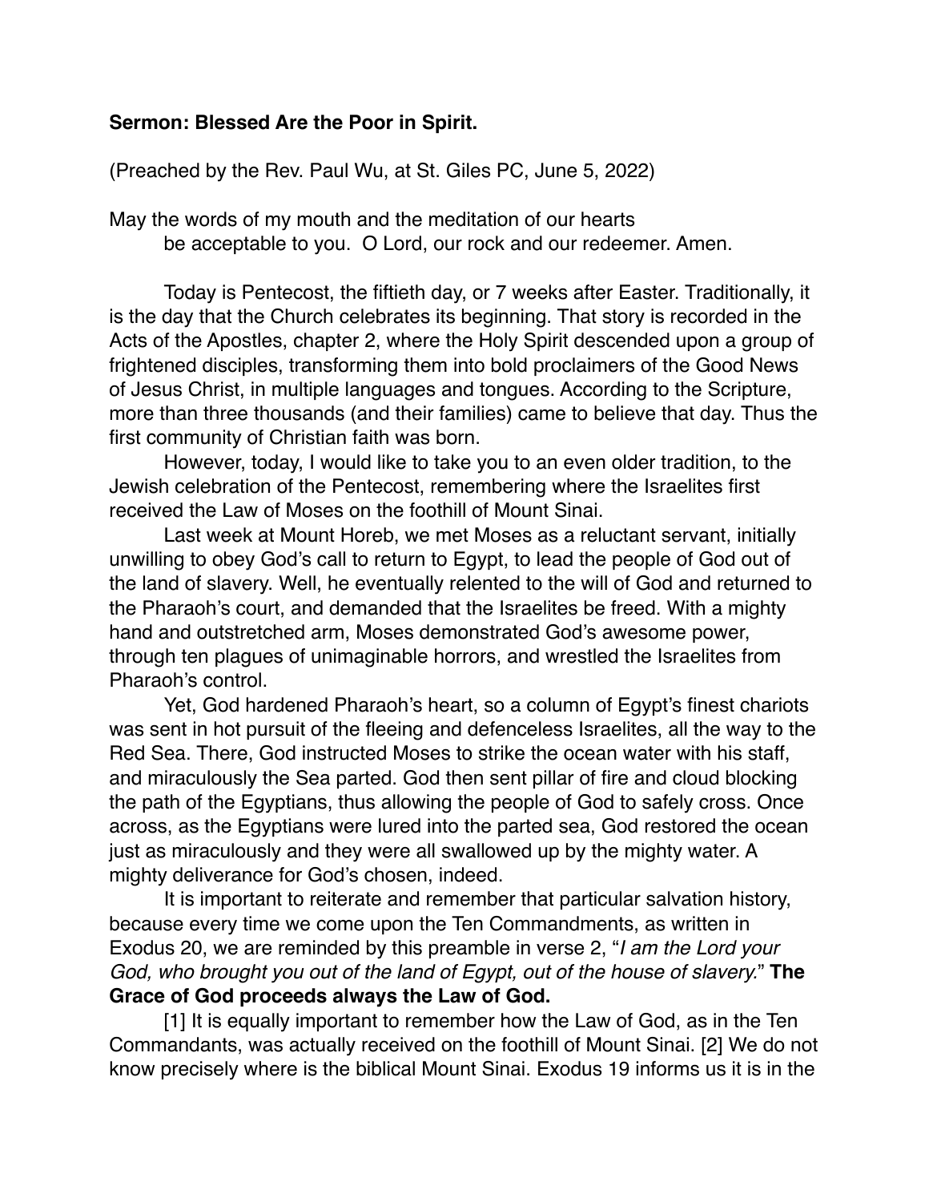**Sermon: Blessed Are the Poor in Spirit.**

(Preached by the Rev. Paul Wu, at St. Giles PC, June 5, 2022)

May the words of my mouth and the meditation of our hearts
be acceptable to you. O Lord, our rock and our redeemer. Amen.

Today is Pentecost, the fiftieth day, or 7 weeks after Easter. Traditionally, it is the day that the Church celebrates its beginning. That story is recorded in the Acts of the Apostles, chapter 2, where the Holy Spirit descended upon a group of frightened disciples, transforming them into bold proclaimers of the Good News of Jesus Christ, in multiple languages and tongues. According to the Scripture, more than three thousands (and their families) came to believe that day. Thus the first community of Christian faith was born.

However, today, I would like to take you to an even older tradition, to the Jewish celebration of the Pentecost, remembering where the Israelites first received the Law of Moses on the foothill of Mount Sinai.

Last week at Mount Horeb, we met Moses as a reluctant servant, initially unwilling to obey God's call to return to Egypt, to lead the people of God out of the land of slavery. Well, he eventually relented to the will of God and returned to the Pharaoh's court, and demanded that the Israelites be freed. With a mighty hand and outstretched arm, Moses demonstrated God's awesome power, through ten plagues of unimaginable horrors, and wrestled the Israelites from Pharaoh's control.

Yet, God hardened Pharaoh's heart, so a column of Egypt's finest chariots was sent in hot pursuit of the fleeing and defenceless Israelites, all the way to the Red Sea. There, God instructed Moses to strike the ocean water with his staff, and miraculously the Sea parted. God then sent pillar of fire and cloud blocking the path of the Egyptians, thus allowing the people of God to safely cross. Once across, as the Egyptians were lured into the parted sea, God restored the ocean just as miraculously and they were all swallowed up by the mighty water. A mighty deliverance for God's chosen, indeed.

It is important to reiterate and remember that particular salvation history, because every time we come upon the Ten Commandments, as written in Exodus 20, we are reminded by this preamble in verse 2, "*I am the Lord your God, who brought you out of the land of Egypt, out of the house of slavery.*" **The Grace of God proceeds always the Law of God.**

[1] It is equally important to remember how the Law of God, as in the Ten Commandants, was actually received on the foothill of Mount Sinai. [2] We do not know precisely where is the biblical Mount Sinai. Exodus 19 informs us it is in the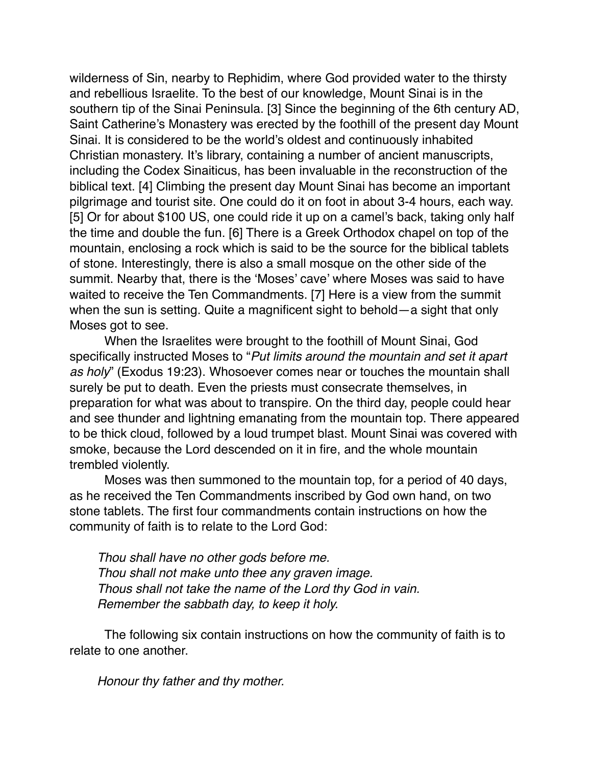wilderness of Sin, nearby to Rephidim, where God provided water to the thirsty and rebellious Israelite. To the best of our knowledge, Mount Sinai is in the southern tip of the Sinai Peninsula. [3] Since the beginning of the 6th century AD, Saint Catherine's Monastery was erected by the foothill of the present day Mount Sinai. It is considered to be the world's oldest and continuously inhabited Christian monastery. It's library, containing a number of ancient manuscripts, including the Codex Sinaiticus, has been invaluable in the reconstruction of the biblical text. [4] Climbing the present day Mount Sinai has become an important pilgrimage and tourist site. One could do it on foot in about 3-4 hours, each way. [5] Or for about $100 US, one could ride it up on a camel's back, taking only half the time and double the fun. [6] There is a Greek Orthodox chapel on top of the mountain, enclosing a rock which is said to be the source for the biblical tablets of stone. Interestingly, there is also a small mosque on the other side of the summit. Nearby that, there is the 'Moses' cave' where Moses was said to have waited to receive the Ten Commandments. [7] Here is a view from the summit when the sun is setting. Quite a magnificent sight to behold—a sight that only Moses got to see.

When the Israelites were brought to the foothill of Mount Sinai, God specifically instructed Moses to "*Put limits around the mountain and set it apart as holy*" (Exodus 19:23). Whosoever comes near or touches the mountain shall surely be put to death. Even the priests must consecrate themselves, in preparation for what was about to transpire. On the third day, people could hear and see thunder and lightning emanating from the mountain top. There appeared to be thick cloud, followed by a loud trumpet blast. Mount Sinai was covered with smoke, because the Lord descended on it in fire, and the whole mountain trembled violently.

Moses was then summoned to the mountain top, for a period of 40 days, as he received the Ten Commandments inscribed by God own hand, on two stone tablets. The first four commandments contain instructions on how the community of faith is to relate to the Lord God:

> *Thou shall have no other gods before me.*
> *Thou shall not make unto thee any graven image.*
> *Thous shall not take the name of the Lord thy God in vain.*
> *Remember the sabbath day, to keep it holy.*

The following six contain instructions on how the community of faith is to relate to one another.

> *Honour thy father and thy mother.*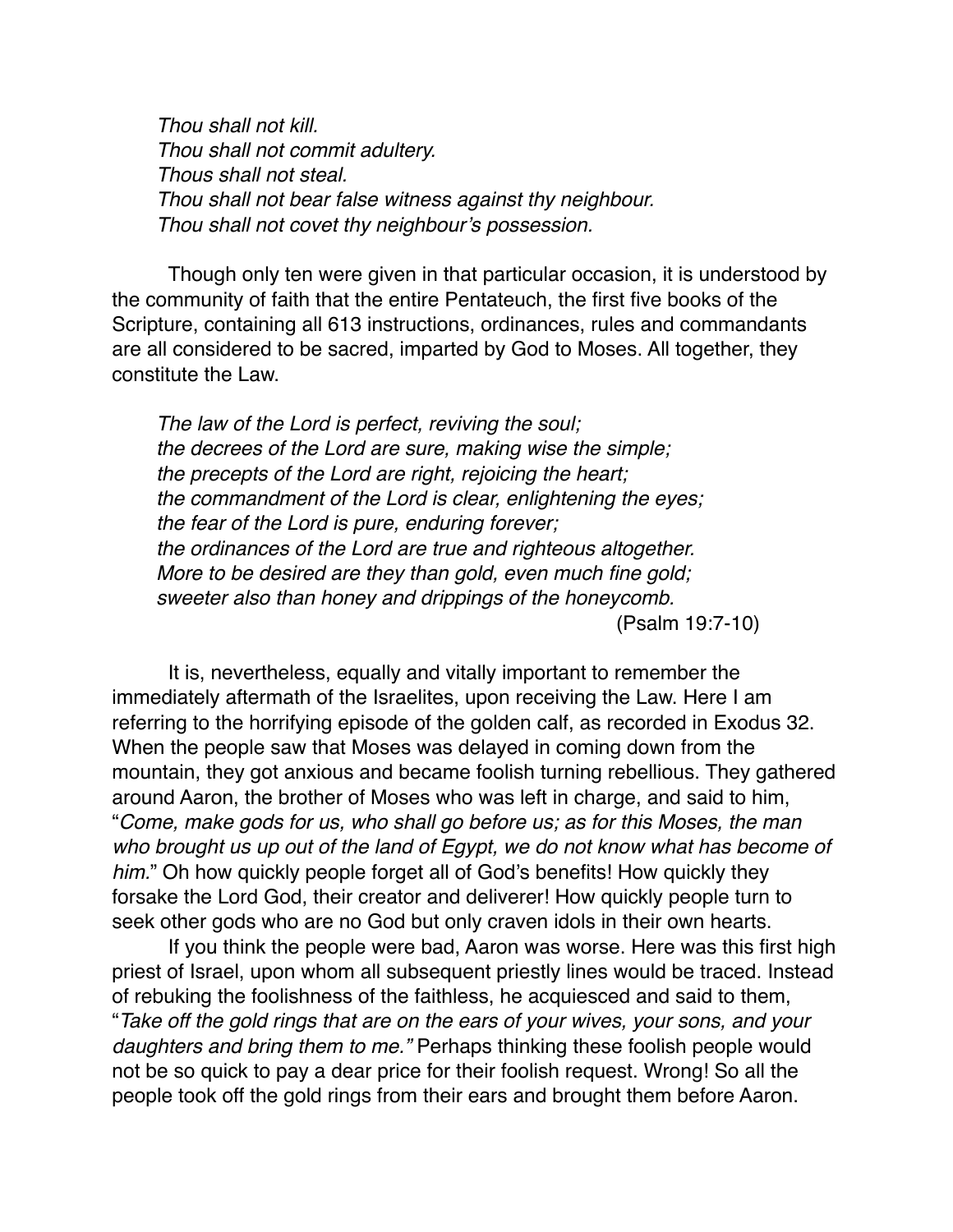*Thou shall not kill.*
*Thou shall not commit adultery.*
*Thous shall not steal.*
*Thou shall not bear false witness against thy neighbour.*
*Thou shall not covet thy neighbour's possession.*

Though only ten were given in that particular occasion, it is understood by the community of faith that the entire Pentateuch, the first five books of the Scripture, containing all 613 instructions, ordinances, rules and commandants are all considered to be sacred, imparted by God to Moses. All together, they constitute the Law.

> *The law of the Lord is perfect, reviving the soul;*
> *the decrees of the Lord are sure, making wise the simple;*
> *the precepts of the Lord are right, rejoicing the heart;*
> *the commandment of the Lord is clear, enlightening the eyes;*
> *the fear of the Lord is pure, enduring forever;*
> *the ordinances of the Lord are true and righteous altogether.*
> *More to be desired are they than gold, even much fine gold;*
> *sweeter also than honey and drippings of the honeycomb.*
> (Psalm 19:7-10)

It is, nevertheless, equally and vitally important to remember the immediately aftermath of the Israelites, upon receiving the Law. Here I am referring to the horrifying episode of the golden calf, as recorded in Exodus 32. When the people saw that Moses was delayed in coming down from the mountain, they got anxious and became foolish turning rebellious. They gathered around Aaron, the brother of Moses who was left in charge, and said to him, "*Come, make gods for us, who shall go before us; as for this Moses, the man who brought us up out of the land of Egypt, we do not know what has become of him.*" Oh how quickly people forget all of God's benefits! How quickly they forsake the Lord God, their creator and deliverer! How quickly people turn to seek other gods who are no God but only craven idols in their own hearts.

If you think the people were bad, Aaron was worse. Here was this first high priest of Israel, upon whom all subsequent priestly lines would be traced. Instead of rebuking the foolishness of the faithless, he acquiesced and said to them, "*Take off the gold rings that are on the ears of your wives, your sons, and your daughters and bring them to me."* Perhaps thinking these foolish people would not be so quick to pay a dear price for their foolish request. Wrong! So all the people took off the gold rings from their ears and brought them before Aaron.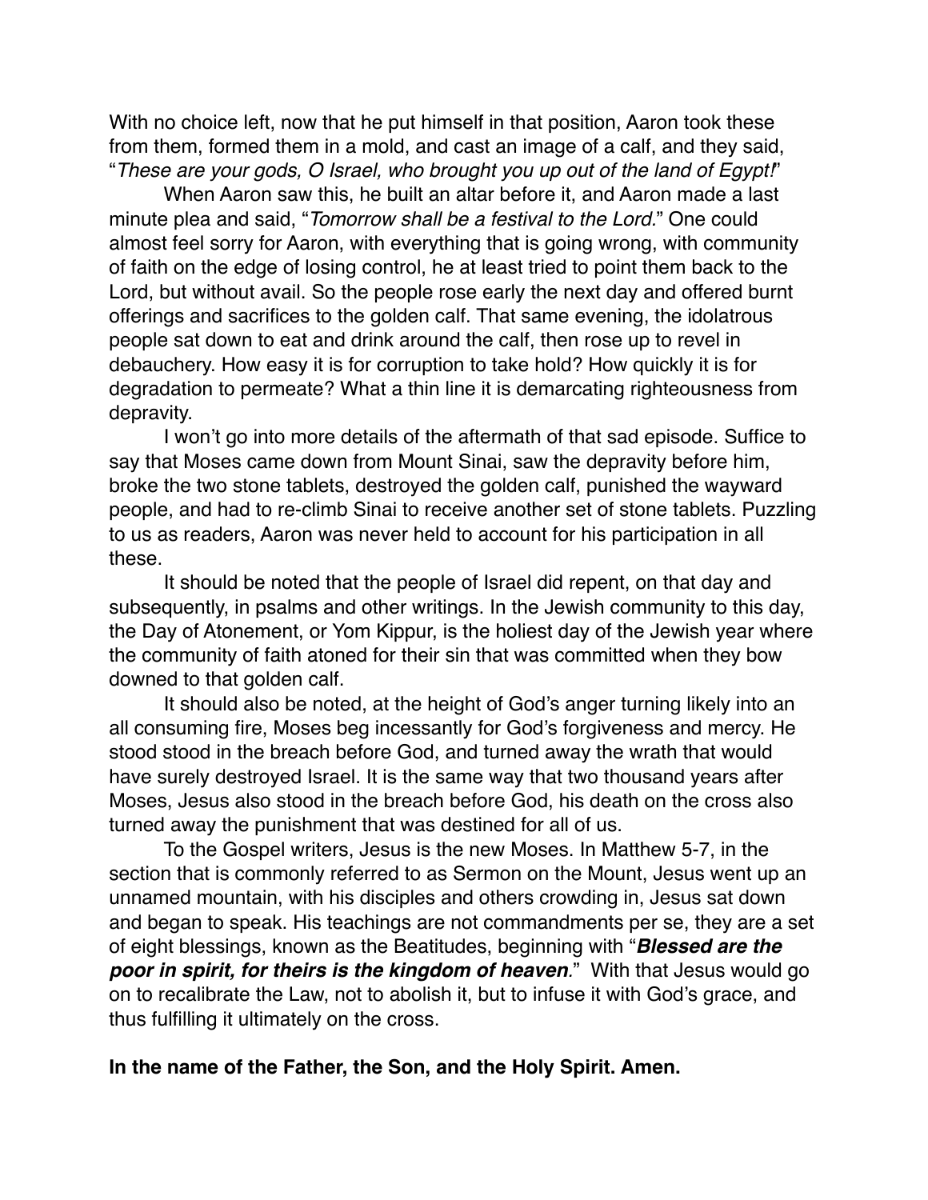With no choice left, now that he put himself in that position, Aaron took these from them, formed them in a mold, and cast an image of a calf, and they said, "*These are your gods, O Israel, who brought you up out of the land of Egypt!*"

When Aaron saw this, he built an altar before it, and Aaron made a last minute plea and said, "*Tomorrow shall be a festival to the Lord.*" One could almost feel sorry for Aaron, with everything that is going wrong, with community of faith on the edge of losing control, he at least tried to point them back to the Lord, but without avail. So the people rose early the next day and offered burnt offerings and sacrifices to the golden calf. That same evening, the idolatrous people sat down to eat and drink around the calf, then rose up to revel in debauchery. How easy it is for corruption to take hold? How quickly it is for degradation to permeate? What a thin line it is demarcating righteousness from depravity.

I won't go into more details of the aftermath of that sad episode. Suffice to say that Moses came down from Mount Sinai, saw the depravity before him, broke the two stone tablets, destroyed the golden calf, punished the wayward people, and had to re-climb Sinai to receive another set of stone tablets. Puzzling to us as readers, Aaron was never held to account for his participation in all these.

It should be noted that the people of Israel did repent, on that day and subsequently, in psalms and other writings. In the Jewish community to this day, the Day of Atonement, or Yom Kippur, is the holiest day of the Jewish year where the community of faith atoned for their sin that was committed when they bow downed to that golden calf.

It should also be noted, at the height of God's anger turning likely into an all consuming fire, Moses beg incessantly for God's forgiveness and mercy. He stood stood in the breach before God, and turned away the wrath that would have surely destroyed Israel. It is the same way that two thousand years after Moses, Jesus also stood in the breach before God, his death on the cross also turned away the punishment that was destined for all of us.

To the Gospel writers, Jesus is the new Moses. In Matthew 5-7, in the section that is commonly referred to as Sermon on the Mount, Jesus went up an unnamed mountain, with his disciples and others crowding in, Jesus sat down and began to speak. His teachings are not commandments per se, they are a set of eight blessings, known as the Beatitudes, beginning with "***Blessed are the poor in spirit, for theirs is the kingdom of heaven.***" With that Jesus would go on to recalibrate the Law, not to abolish it, but to infuse it with God's grace, and thus fulfilling it ultimately on the cross.

**In the name of the Father, the Son, and the Holy Spirit. Amen.**